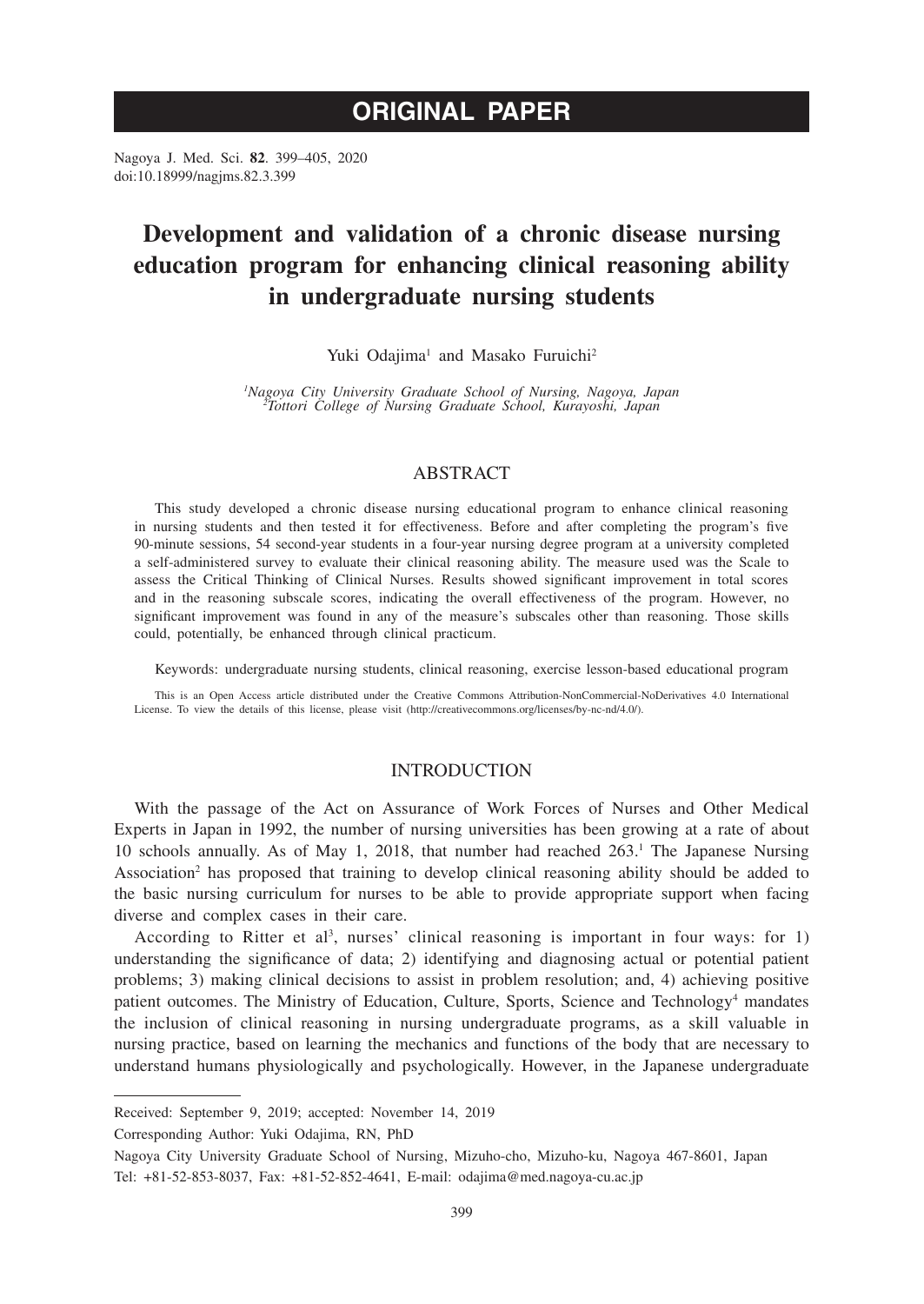ORIGINAL PAPER

# Development and validation of a chronic disease nursing education program for enhancing clinical reasoning ability in undergraduate nursing students

Yuki Odajima[1] and Masako Furuichi[2]

[1]*Nagoya City University Graduate School of Nursing, Nagoya, Japan*
[2]*Tottori College of Nursing Graduate School, Kurayoshi, Japan*

## ABSTRACT

This study developed a chronic disease nursing educational program to enhance clinical reasoning in nursing students and then tested it for effectiveness. Before and after completing the program's five 90-minute sessions, 54 second-year students in a four-year nursing degree program at a university completed a self-administered survey to evaluate their clinical reasoning ability. The measure used was the Scale to assess the Critical Thinking of Clinical Nurses. Results showed significant improvement in total scores and in the reasoning subscale scores, indicating the overall effectiveness of the program. However, no significant improvement was found in any of the measure's subscales other than reasoning. Those skills could, potentially, be enhanced through clinical practicum.

Keywords: undergraduate nursing students, clinical reasoning, exercise lesson-based educational program

This is an Open Access article distributed under the Creative Commons Attribution-NonCommercial-NoDerivatives 4.0 International License. To view the details of this license, please visit (http://creativecommons.org/licenses/by-nc-nd/4.0/).

## INTRODUCTION

With the passage of the Act on Assurance of Work Forces of Nurses and Other Medical Experts in Japan in 1992, the number of nursing universities has been growing at a rate of about 10 schools annually. As of May 1, 2018, that number had reached 263.[1] The Japanese Nursing Association[2] has proposed that training to develop clinical reasoning ability should be added to the basic nursing curriculum for nurses to be able to provide appropriate support when facing diverse and complex cases in their care.

According to Ritter et al[3], nurses' clinical reasoning is important in four ways: for 1) understanding the significance of data; 2) identifying and diagnosing actual or potential patient problems; 3) making clinical decisions to assist in problem resolution; and, 4) achieving positive patient outcomes. The Ministry of Education, Culture, Sports, Science and Technology[4] mandates the inclusion of clinical reasoning in nursing undergraduate programs, as a skill valuable in nursing practice, based on learning the mechanics and functions of the body that are necessary to understand humans physiologically and psychologically. However, in the Japanese undergraduate

---

Received: September 9, 2019; accepted: November 14, 2019

Corresponding Author: Yuki Odajima, RN, PhD

Nagoya City University Graduate School of Nursing, Mizuho-cho, Mizuho-ku, Nagoya 467-8601, Japan

Tel: +81-52-853-8037, Fax: +81-52-852-4641, E-mail: odajima@med.nagoya-cu.ac.jp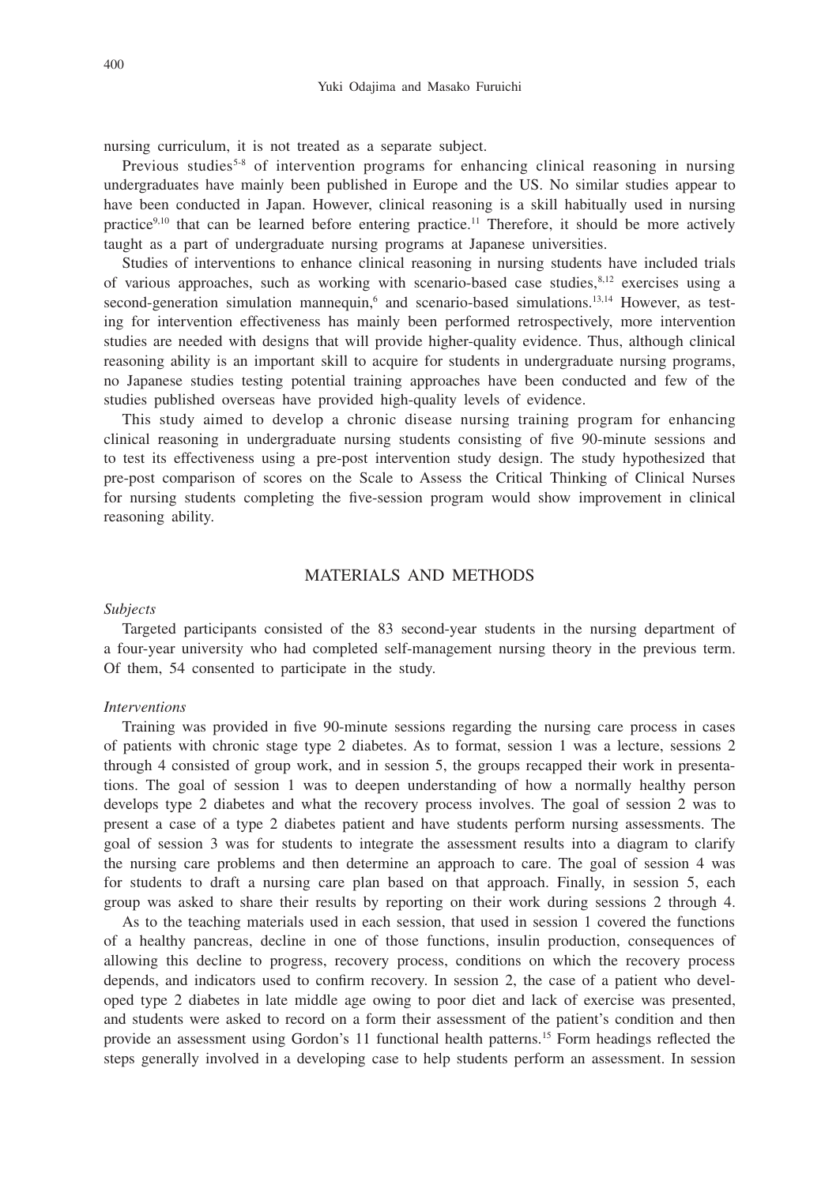nursing curriculum, it is not treated as a separate subject.

Previous studies[5-8] of intervention programs for enhancing clinical reasoning in nursing undergraduates have mainly been published in Europe and the US. No similar studies appear to have been conducted in Japan. However, clinical reasoning is a skill habitually used in nursing practice[9,10] that can be learned before entering practice.[11] Therefore, it should be more actively taught as a part of undergraduate nursing programs at Japanese universities.

Studies of interventions to enhance clinical reasoning in nursing students have included trials of various approaches, such as working with scenario-based case studies,[8,12] exercises using a second-generation simulation mannequin,[6] and scenario-based simulations.[13,14] However, as testing for intervention effectiveness has mainly been performed retrospectively, more intervention studies are needed with designs that will provide higher-quality evidence. Thus, although clinical reasoning ability is an important skill to acquire for students in undergraduate nursing programs, no Japanese studies testing potential training approaches have been conducted and few of the studies published overseas have provided high-quality levels of evidence.

This study aimed to develop a chronic disease nursing training program for enhancing clinical reasoning in undergraduate nursing students consisting of five 90-minute sessions and to test its effectiveness using a pre-post intervention study design. The study hypothesized that pre-post comparison of scores on the Scale to Assess the Critical Thinking of Clinical Nurses for nursing students completing the five-session program would show improvement in clinical reasoning ability.

## MATERIALS AND METHODS

### *Subjects*

Targeted participants consisted of the 83 second-year students in the nursing department of a four-year university who had completed self-management nursing theory in the previous term. Of them, 54 consented to participate in the study.

### *Interventions*

Training was provided in five 90-minute sessions regarding the nursing care process in cases of patients with chronic stage type 2 diabetes. As to format, session 1 was a lecture, sessions 2 through 4 consisted of group work, and in session 5, the groups recapped their work in presentations. The goal of session 1 was to deepen understanding of how a normally healthy person develops type 2 diabetes and what the recovery process involves. The goal of session 2 was to present a case of a type 2 diabetes patient and have students perform nursing assessments. The goal of session 3 was for students to integrate the assessment results into a diagram to clarify the nursing care problems and then determine an approach to care. The goal of session 4 was for students to draft a nursing care plan based on that approach. Finally, in session 5, each group was asked to share their results by reporting on their work during sessions 2 through 4.

As to the teaching materials used in each session, that used in session 1 covered the functions of a healthy pancreas, decline in one of those functions, insulin production, consequences of allowing this decline to progress, recovery process, conditions on which the recovery process depends, and indicators used to confirm recovery. In session 2, the case of a patient who developed type 2 diabetes in late middle age owing to poor diet and lack of exercise was presented, and students were asked to record on a form their assessment of the patient's condition and then provide an assessment using Gordon's 11 functional health patterns.[15] Form headings reflected the steps generally involved in a developing case to help students perform an assessment. In session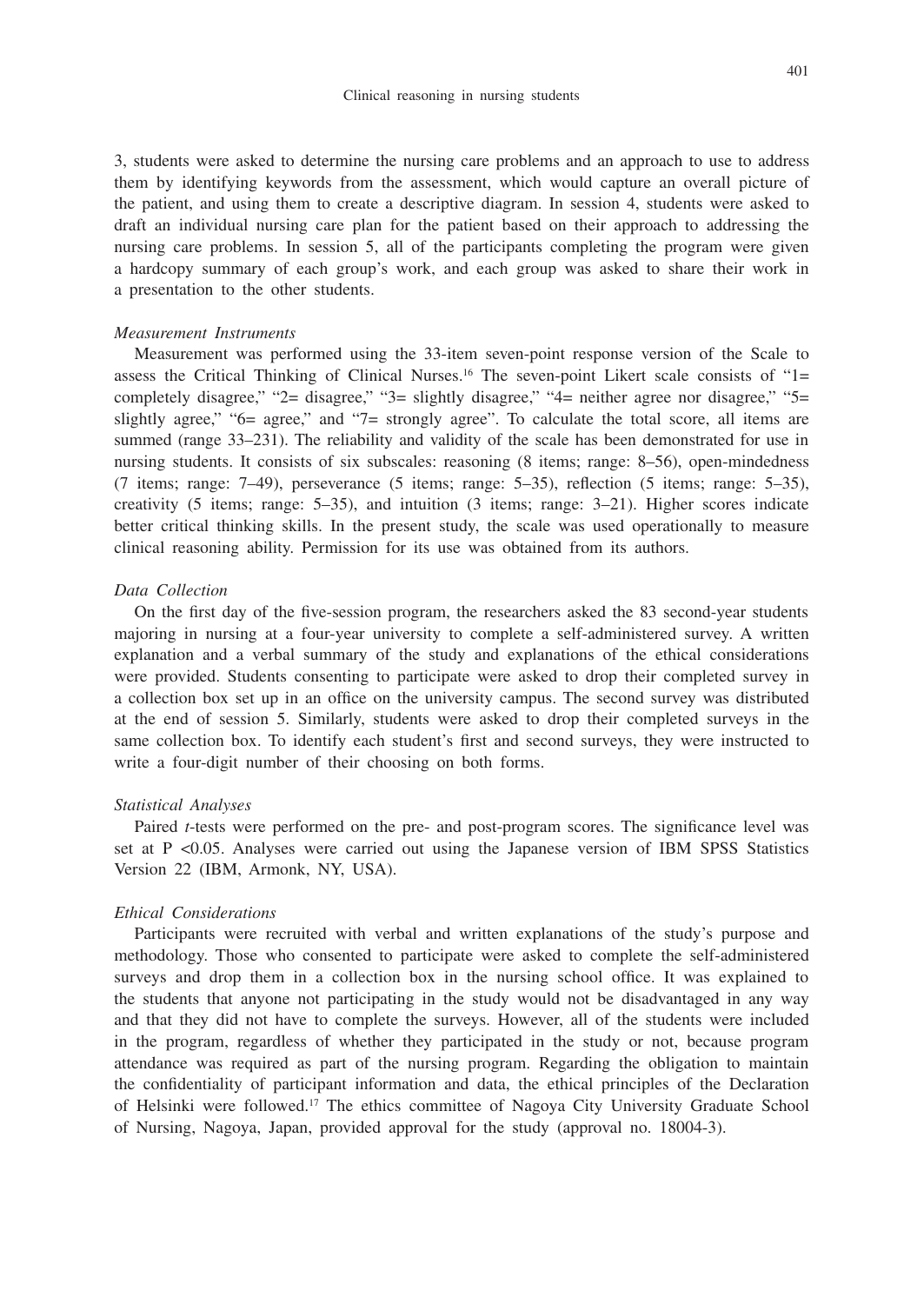3, students were asked to determine the nursing care problems and an approach to use to address them by identifying keywords from the assessment, which would capture an overall picture of the patient, and using them to create a descriptive diagram. In session 4, students were asked to draft an individual nursing care plan for the patient based on their approach to addressing the nursing care problems. In session 5, all of the participants completing the program were given a hardcopy summary of each group's work, and each group was asked to share their work in a presentation to the other students.

*Measurement Instruments*

Measurement was performed using the 33-item seven-point response version of the Scale to assess the Critical Thinking of Clinical Nurses.[16] The seven-point Likert scale consists of "1= completely disagree," "2= disagree," "3= slightly disagree," "4= neither agree nor disagree," "5= slightly agree," "6= agree," and "7= strongly agree". To calculate the total score, all items are summed (range 33–231). The reliability and validity of the scale has been demonstrated for use in nursing students. It consists of six subscales: reasoning (8 items; range: 8–56), open-mindedness (7 items; range: 7–49), perseverance (5 items; range: 5–35), reflection (5 items; range: 5–35), creativity (5 items; range: 5–35), and intuition (3 items; range: 3–21). Higher scores indicate better critical thinking skills. In the present study, the scale was used operationally to measure clinical reasoning ability. Permission for its use was obtained from its authors.

*Data Collection*

On the first day of the five-session program, the researchers asked the 83 second-year students majoring in nursing at a four-year university to complete a self-administered survey. A written explanation and a verbal summary of the study and explanations of the ethical considerations were provided. Students consenting to participate were asked to drop their completed survey in a collection box set up in an office on the university campus. The second survey was distributed at the end of session 5. Similarly, students were asked to drop their completed surveys in the same collection box. To identify each student's first and second surveys, they were instructed to write a four-digit number of their choosing on both forms.

*Statistical Analyses*

Paired *t*-tests were performed on the pre- and post-program scores. The significance level was set at $P < 0.05$. Analyses were carried out using the Japanese version of IBM SPSS Statistics Version 22 (IBM, Armonk, NY, USA).

*Ethical Considerations*

Participants were recruited with verbal and written explanations of the study's purpose and methodology. Those who consented to participate were asked to complete the self-administered surveys and drop them in a collection box in the nursing school office. It was explained to the students that anyone not participating in the study would not be disadvantaged in any way and that they did not have to complete the surveys. However, all of the students were included in the program, regardless of whether they participated in the study or not, because program attendance was required as part of the nursing program. Regarding the obligation to maintain the confidentiality of participant information and data, the ethical principles of the Declaration of Helsinki were followed.[17] The ethics committee of Nagoya City University Graduate School of Nursing, Nagoya, Japan, provided approval for the study (approval no. 18004-3).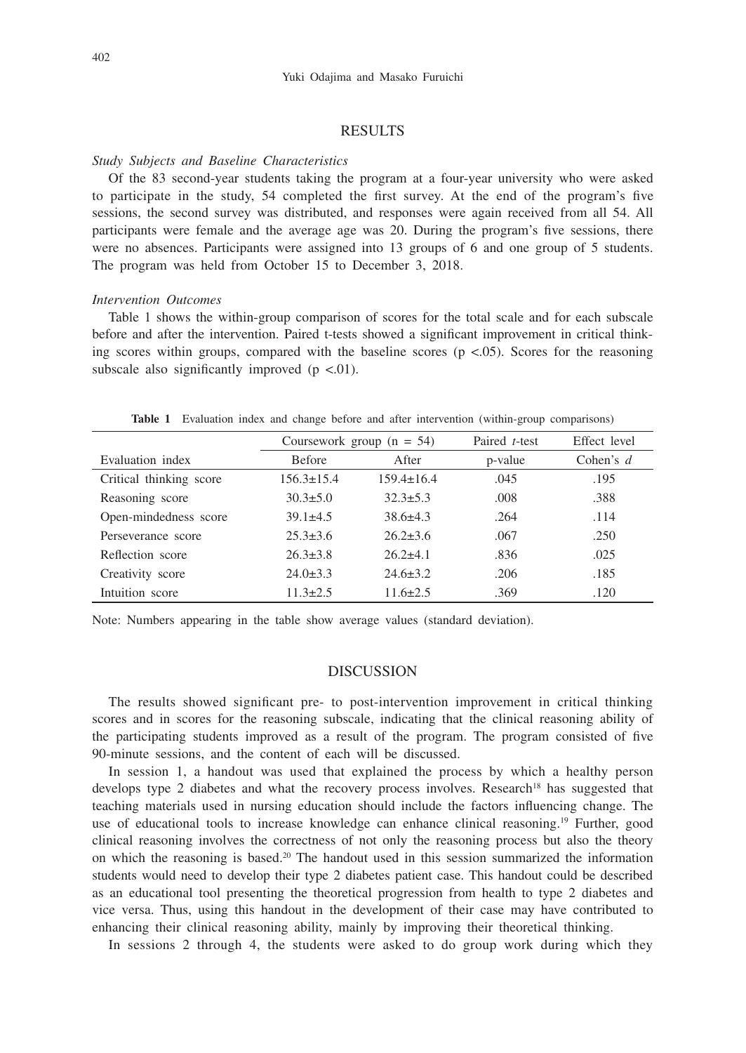## RESULTS

*Study Subjects and Baseline Characteristics*

Of the 83 second-year students taking the program at a four-year university who were asked to participate in the study, 54 completed the first survey. At the end of the program's five sessions, the second survey was distributed, and responses were again received from all 54. All participants were female and the average age was 20. During the program's five sessions, there were no absences. Participants were assigned into 13 groups of 6 and one group of 5 students. The program was held from October 15 to December 3, 2018.

*Intervention Outcomes*

Table 1 shows the within-group comparison of scores for the total scale and for each subscale before and after the intervention. Paired t-tests showed a significant improvement in critical thinking scores within groups, compared with the baseline scores ($p < .05$). Scores for the reasoning subscale also significantly improved ($p < .01$).

**Table 1** Evaluation index and change before and after intervention (within-group comparisons)

| | Coursework group (n = 54) | | Paired *t*-test | Effect level |
|---|---|---|---|---|
| Evaluation index | Before | After | p-value | Cohen's *d* |
| Critical thinking score | 156.3±15.4 | 159.4±16.4 | .045 | .195 |
| Reasoning score | 30.3±5.0 | 32.3±5.3 | .008 | .388 |
| Open-mindedness score | 39.1±4.5 | 38.6±4.3 | .264 | .114 |
| Perseverance score | 25.3±3.6 | 26.2±3.6 | .067 | .250 |
| Reflection score | 26.3±3.8 | 26.2±4.1 | .836 | .025 |
| Creativity score | 24.0±3.3 | 24.6±3.2 | .206 | .185 |
| Intuition score | 11.3±2.5 | 11.6±2.5 | .369 | .120 |

Note: Numbers appearing in the table show average values (standard deviation).

## DISCUSSION

The results showed significant pre- to post-intervention improvement in critical thinking scores and in scores for the reasoning subscale, indicating that the clinical reasoning ability of the participating students improved as a result of the program. The program consisted of five 90-minute sessions, and the content of each will be discussed.

In session 1, a handout was used that explained the process by which a healthy person develops type 2 diabetes and what the recovery process involves. Research[18] has suggested that teaching materials used in nursing education should include the factors influencing change. The use of educational tools to increase knowledge can enhance clinical reasoning.[19] Further, good clinical reasoning involves the correctness of not only the reasoning process but also the theory on which the reasoning is based.[20] The handout used in this session summarized the information students would need to develop their type 2 diabetes patient case. This handout could be described as an educational tool presenting the theoretical progression from health to type 2 diabetes and vice versa. Thus, using this handout in the development of their case may have contributed to enhancing their clinical reasoning ability, mainly by improving their theoretical thinking.

In sessions 2 through 4, the students were asked to do group work during which they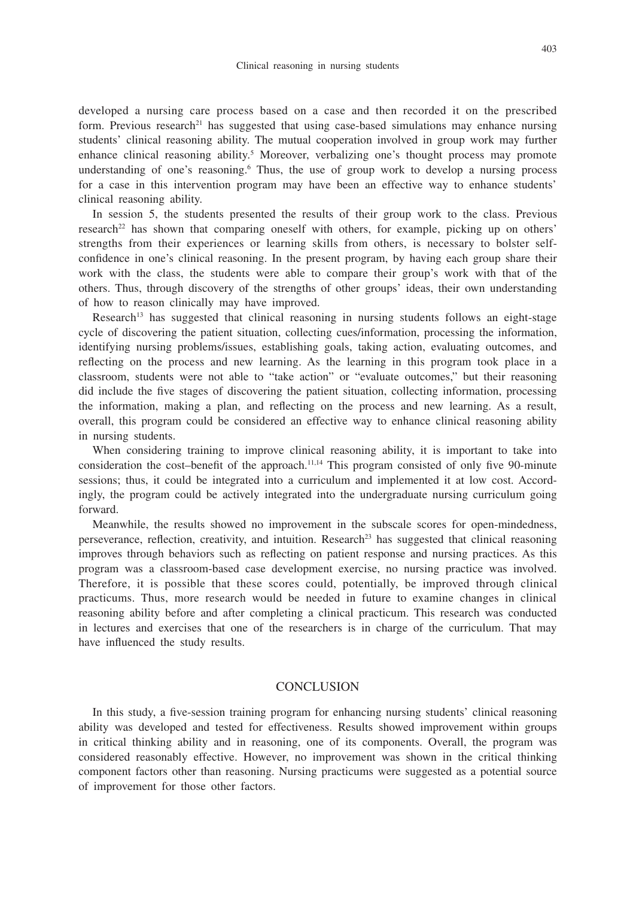developed a nursing care process based on a case and then recorded it on the prescribed form. Previous research[21] has suggested that using case-based simulations may enhance nursing students' clinical reasoning ability. The mutual cooperation involved in group work may further enhance clinical reasoning ability.[5] Moreover, verbalizing one's thought process may promote understanding of one's reasoning.[6] Thus, the use of group work to develop a nursing process for a case in this intervention program may have been an effective way to enhance students' clinical reasoning ability.

In session 5, the students presented the results of their group work to the class. Previous research[22] has shown that comparing oneself with others, for example, picking up on others' strengths from their experiences or learning skills from others, is necessary to bolster self-confidence in one's clinical reasoning. In the present program, by having each group share their work with the class, the students were able to compare their group's work with that of the others. Thus, through discovery of the strengths of other groups' ideas, their own understanding of how to reason clinically may have improved.

Research[13] has suggested that clinical reasoning in nursing students follows an eight-stage cycle of discovering the patient situation, collecting cues/information, processing the information, identifying nursing problems/issues, establishing goals, taking action, evaluating outcomes, and reflecting on the process and new learning. As the learning in this program took place in a classroom, students were not able to "take action" or "evaluate outcomes," but their reasoning did include the five stages of discovering the patient situation, collecting information, processing the information, making a plan, and reflecting on the process and new learning. As a result, overall, this program could be considered an effective way to enhance clinical reasoning ability in nursing students.

When considering training to improve clinical reasoning ability, it is important to take into consideration the cost–benefit of the approach.[11,14] This program consisted of only five 90-minute sessions; thus, it could be integrated into a curriculum and implemented it at low cost. Accordingly, the program could be actively integrated into the undergraduate nursing curriculum going forward.

Meanwhile, the results showed no improvement in the subscale scores for open-mindedness, perseverance, reflection, creativity, and intuition. Research[23] has suggested that clinical reasoning improves through behaviors such as reflecting on patient response and nursing practices. As this program was a classroom-based case development exercise, no nursing practice was involved. Therefore, it is possible that these scores could, potentially, be improved through clinical practicums. Thus, more research would be needed in future to examine changes in clinical reasoning ability before and after completing a clinical practicum. This research was conducted in lectures and exercises that one of the researchers is in charge of the curriculum. That may have influenced the study results.

## CONCLUSION

In this study, a five-session training program for enhancing nursing students' clinical reasoning ability was developed and tested for effectiveness. Results showed improvement within groups in critical thinking ability and in reasoning, one of its components. Overall, the program was considered reasonably effective. However, no improvement was shown in the critical thinking component factors other than reasoning. Nursing practicums were suggested as a potential source of improvement for those other factors.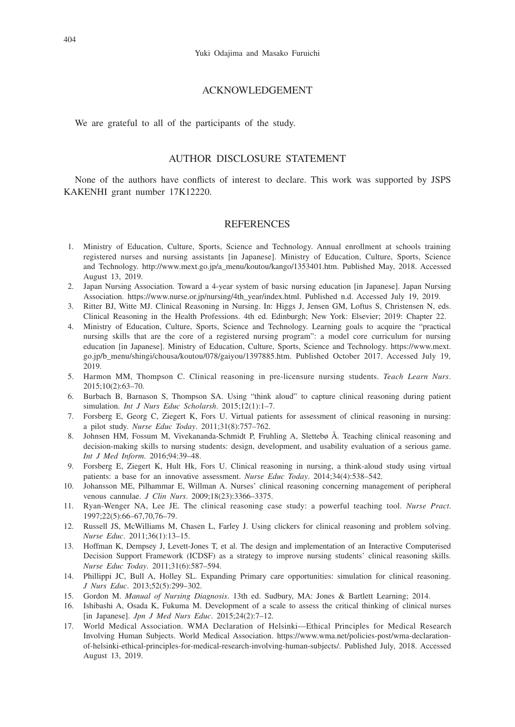## ACKNOWLEDGEMENT

We are grateful to all of the participants of the study.

## AUTHOR DISCLOSURE STATEMENT

None of the authors have conflicts of interest to declare. This work was supported by JSPS KAKENHI grant number 17K12220.

## REFERENCES

1. Ministry of Education, Culture, Sports, Science and Technology. Annual enrollment at schools training registered nurses and nursing assistants [in Japanese]. Ministry of Education, Culture, Sports, Science and Technology. http://www.mext.go.jp/a_menu/koutou/kango/1353401.htm. Published May, 2018. Accessed August 13, 2019.
2. Japan Nursing Association. Toward a 4-year system of basic nursing education [in Japanese]. Japan Nursing Association. https://www.nurse.or.jp/nursing/4th_year/index.html. Published n.d. Accessed July 19, 2019.
3. Ritter BJ, Witte MJ. Clinical Reasoning in Nursing. In: Higgs J, Jensen GM, Loftus S, Christensen N, eds. Clinical Reasoning in the Health Professions. 4th ed. Edinburgh; New York: Elsevier; 2019: Chapter 22.
4. Ministry of Education, Culture, Sports, Science and Technology. Learning goals to acquire the "practical nursing skills that are the core of a registered nursing program": a model core curriculum for nursing education [in Japanese]. Ministry of Education, Culture, Sports, Science and Technology. https://www.mext.go.jp/b_menu/shingi/chousa/koutou/078/gaiyou/1397885.htm. Published October 2017. Accessed July 19, 2019.
5. Harmon MM, Thompson C. Clinical reasoning in pre-licensure nursing students. *Teach Learn Nurs*. 2015;10(2):63–70.
6. Burbach B, Barnason S, Thompson SA. Using "think aloud" to capture clinical reasoning during patient simulation. *Int J Nurs Educ Scholarsh*. 2015;12(1):1–7.
7. Forsberg E, Georg C, Ziegert K, Fors U. Virtual patients for assessment of clinical reasoning in nursing: a pilot study. *Nurse Educ Today*. 2011;31(8):757–762.
8. Johnsen HM, Fossum M, Vivekananda-Schmidt P, Fruhling A, Slettebø Å. Teaching clinical reasoning and decision-making skills to nursing students: design, development, and usability evaluation of a serious game. *Int J Med Inform*. 2016;94:39–48.
9. Forsberg E, Ziegert K, Hult Hk, Fors U. Clinical reasoning in nursing, a think-aloud study using virtual patients: a base for an innovative assessment. *Nurse Educ Today*. 2014;34(4):538–542.
10. Johansson ME, Pilhammar E, Willman A. Nurses' clinical reasoning concerning management of peripheral venous cannulae. *J Clin Nurs*. 2009;18(23):3366–3375.
11. Ryan-Wenger NA, Lee JE. The clinical reasoning case study: a powerful teaching tool. *Nurse Pract*. 1997;22(5):66–67,70,76–79.
12. Russell JS, McWilliams M, Chasen L, Farley J. Using clickers for clinical reasoning and problem solving. *Nurse Educ*. 2011;36(1):13–15.
13. Hoffman K, Dempsey J, Levett-Jones T, et al. The design and implementation of an Interactive Computerised Decision Support Framework (ICDSF) as a strategy to improve nursing students' clinical reasoning skills. *Nurse Educ Today*. 2011;31(6):587–594.
14. Phillippi JC, Bull A, Holley SL. Expanding Primary care opportunities: simulation for clinical reasoning. *J Nurs Educ*. 2013;52(5):299–302.
15. Gordon M. *Manual of Nursing Diagnosis*. 13th ed. Sudbury, MA: Jones & Bartlett Learning; 2014.
16. Ishibashi A, Osada K, Fukuma M. Development of a scale to assess the critical thinking of clinical nurses [in Japanese]. *Jpn J Med Nurs Educ*. 2015;24(2):7–12.
17. World Medical Association. WMA Declaration of Helsinki—Ethical Principles for Medical Research Involving Human Subjects. World Medical Association. https://www.wma.net/policies-post/wma-declaration-of-helsinki-ethical-principles-for-medical-research-involving-human-subjects/. Published July, 2018. Accessed August 13, 2019.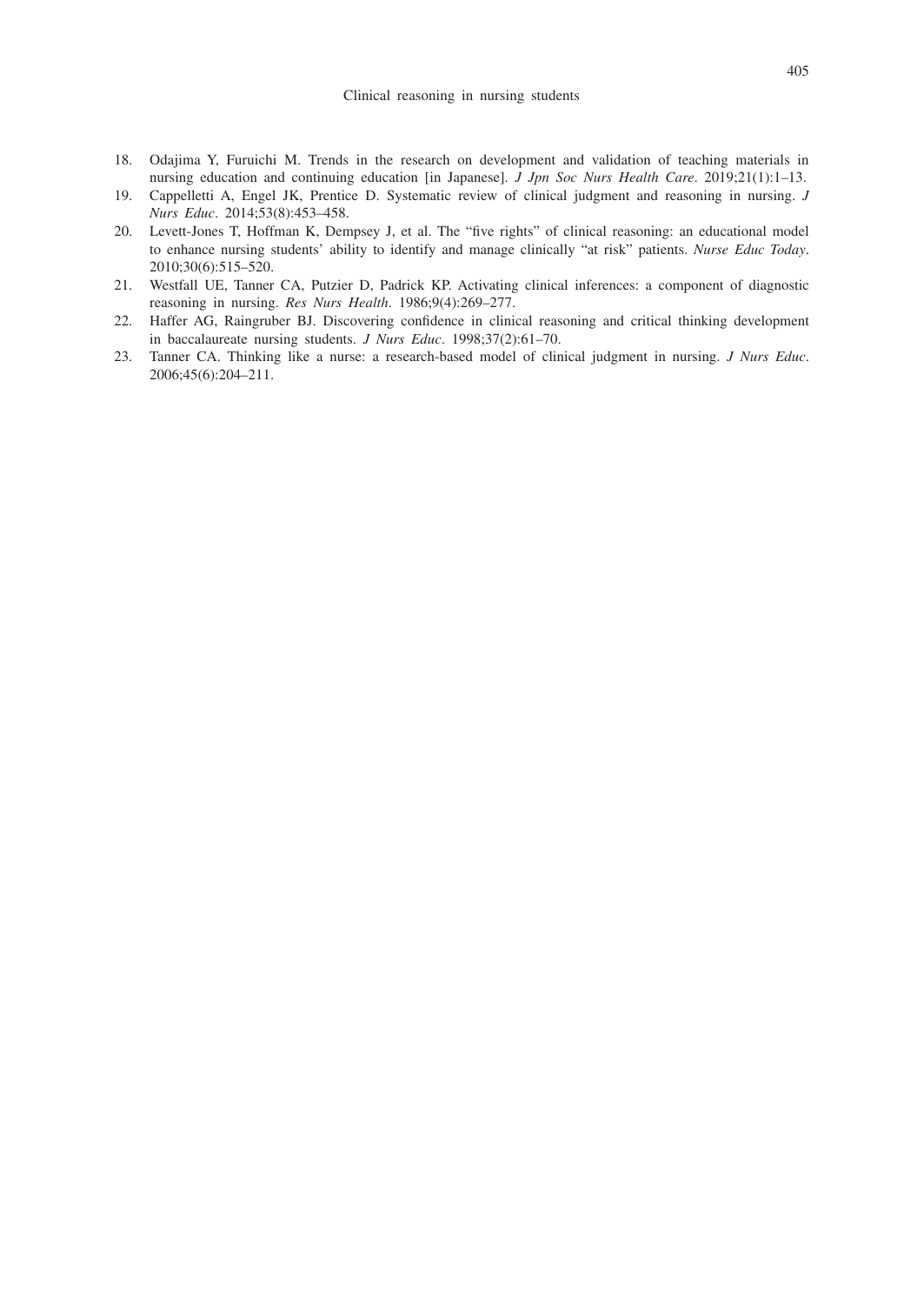18. Odajima Y, Furuichi M. Trends in the research on development and validation of teaching materials in nursing education and continuing education [in Japanese]. *J Jpn Soc Nurs Health Care*. 2019;21(1):1–13.
19. Cappelletti A, Engel JK, Prentice D. Systematic review of clinical judgment and reasoning in nursing. *J Nurs Educ*. 2014;53(8):453–458.
20. Levett-Jones T, Hoffman K, Dempsey J, et al. The "five rights" of clinical reasoning: an educational model to enhance nursing students' ability to identify and manage clinically "at risk" patients. *Nurse Educ Today*. 2010;30(6):515–520.
21. Westfall UE, Tanner CA, Putzier D, Padrick KP. Activating clinical inferences: a component of diagnostic reasoning in nursing. *Res Nurs Health*. 1986;9(4):269–277.
22. Haffer AG, Raingruber BJ. Discovering confidence in clinical reasoning and critical thinking development in baccalaureate nursing students. *J Nurs Educ*. 1998;37(2):61–70.
23. Tanner CA. Thinking like a nurse: a research-based model of clinical judgment in nursing. *J Nurs Educ*. 2006;45(6):204–211.